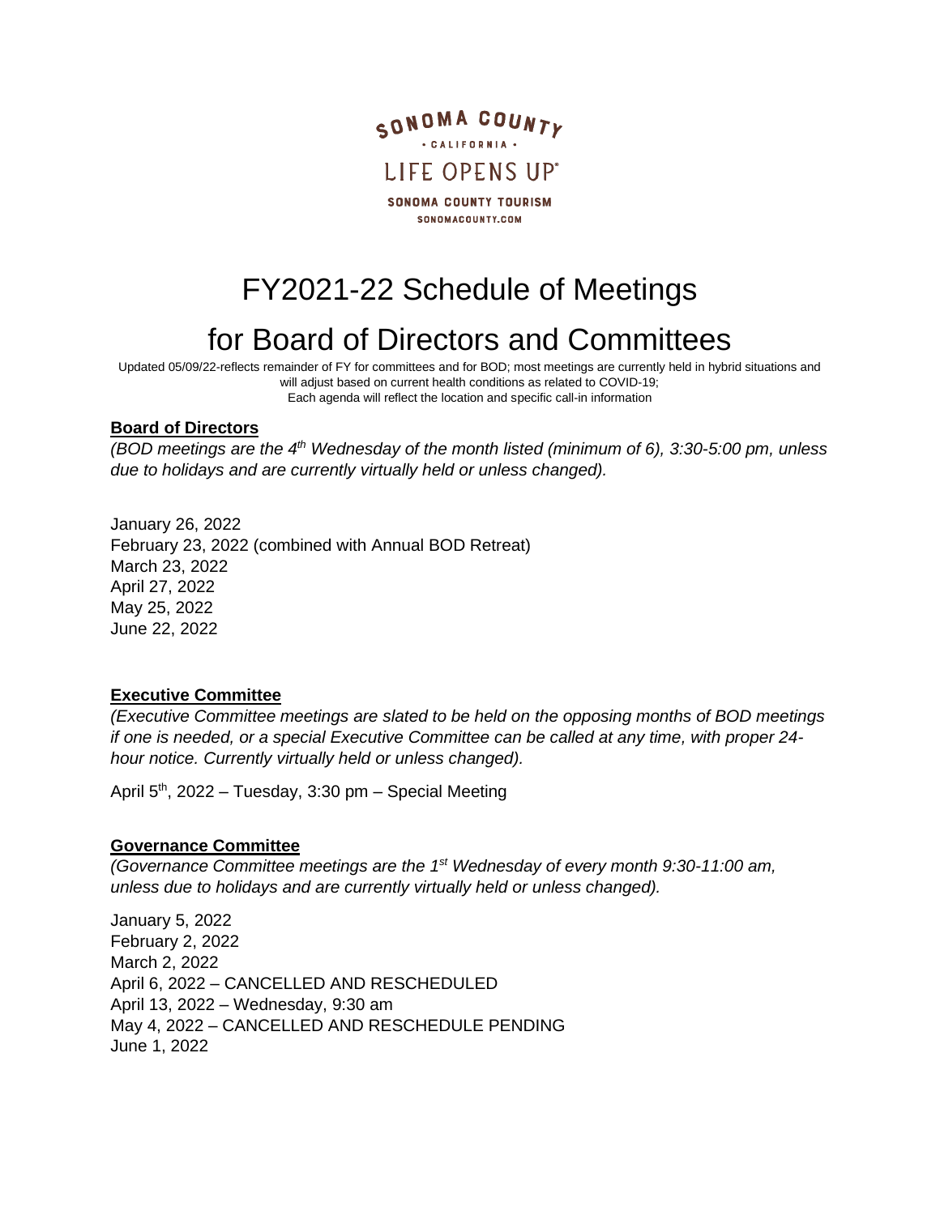SONOMA COUNTY

• CALIFORNIA •

LIFE OPENS UP®

SONOMA COUNTY TOURISM

SONOMACOUNTY.COM

# FY2021-22 Schedule of Meetings for Board of Directors and Committees

Updated 05/09/22-reflects remainder of FY for committees and for BOD; most meetings are currently held in hybrid situations and will adjust based on current health conditions as related to COVID-19;
Each agenda will reflect the location and specific call-in information

## Board of Directors

*(BOD meetings are the 4th Wednesday of the month listed (minimum of 6), 3:30-5:00 pm, unless due to holidays and are currently virtually held or unless changed).*

January 26, 2022
February 23, 2022 (combined with Annual BOD Retreat)
March 23, 2022
April 27, 2022
May 25, 2022
June 22, 2022

## Executive Committee

*(Executive Committee meetings are slated to be held on the opposing months of BOD meetings if one is needed, or a special Executive Committee can be called at any time, with proper 24-hour notice. Currently virtually held or unless changed).*

April 5th, 2022 – Tuesday, 3:30 pm – Special Meeting

## Governance Committee

*(Governance Committee meetings are the 1st Wednesday of every month 9:30-11:00 am, unless due to holidays and are currently virtually held or unless changed).*

January 5, 2022
February 2, 2022
March 2, 2022
April 6, 2022 – CANCELLED AND RESCHEDULED
April 13, 2022 – Wednesday, 9:30 am
May 4, 2022 – CANCELLED AND RESCHEDULE PENDING
June 1, 2022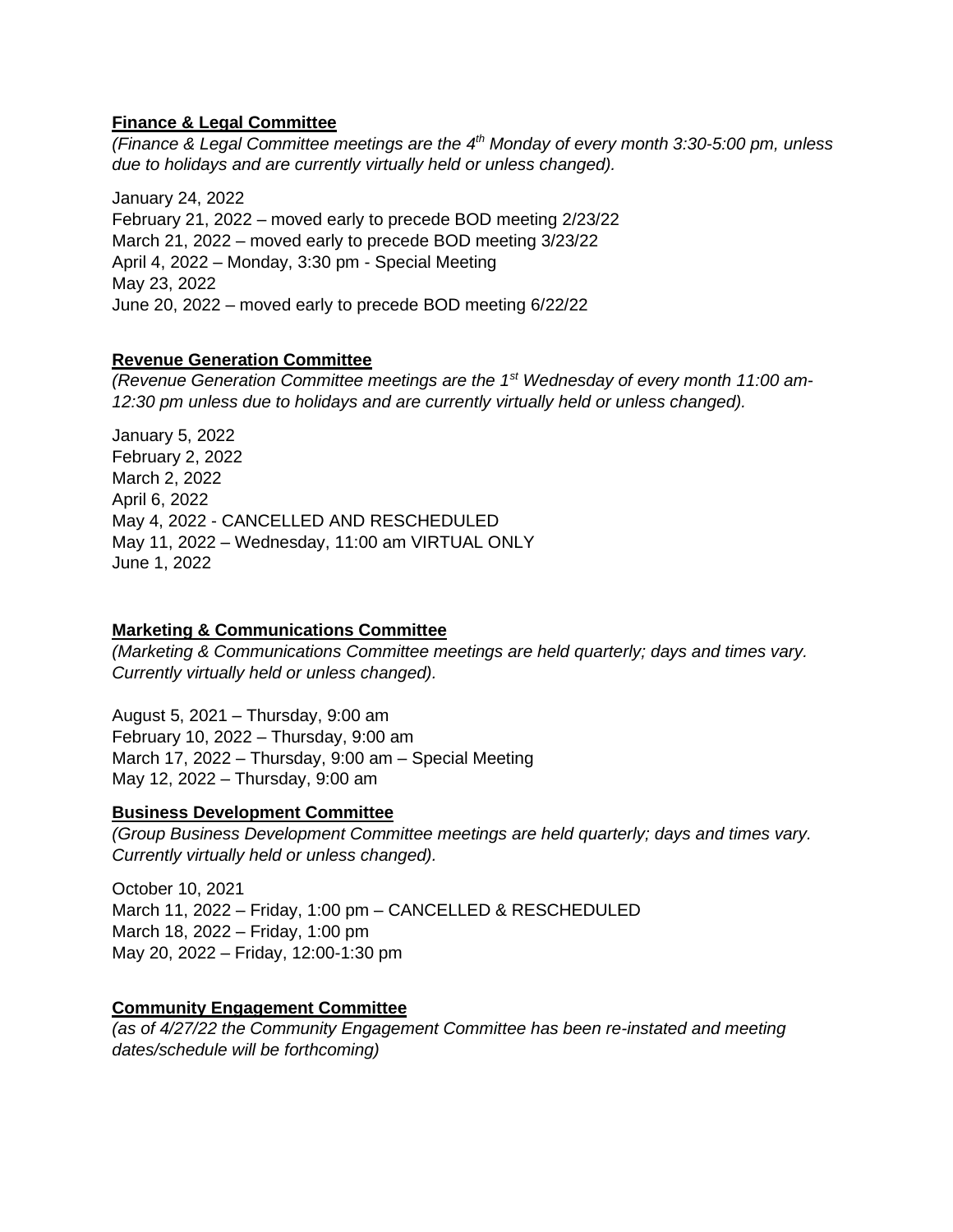## Finance & Legal Committee

*(Finance & Legal Committee meetings are the 4th Monday of every month 3:30-5:00 pm, unless due to holidays and are currently virtually held or unless changed).*

January 24, 2022
February 21, 2022 – moved early to precede BOD meeting 2/23/22
March 21, 2022 – moved early to precede BOD meeting 3/23/22
April 4, 2022 – Monday, 3:30 pm - Special Meeting
May 23, 2022
June 20, 2022 – moved early to precede BOD meeting 6/22/22

## Revenue Generation Committee

*(Revenue Generation Committee meetings are the 1st Wednesday of every month 11:00 am-12:30 pm unless due to holidays and are currently virtually held or unless changed).*

January 5, 2022
February 2, 2022
March 2, 2022
April 6, 2022
May 4, 2022 - CANCELLED AND RESCHEDULED
May 11, 2022 – Wednesday, 11:00 am VIRTUAL ONLY
June 1, 2022

## Marketing & Communications Committee

*(Marketing & Communications Committee meetings are held quarterly; days and times vary. Currently virtually held or unless changed).*

August 5, 2021 – Thursday, 9:00 am
February 10, 2022 – Thursday, 9:00 am
March 17, 2022 – Thursday, 9:00 am – Special Meeting
May 12, 2022 – Thursday, 9:00 am

## Business Development Committee

*(Group Business Development Committee meetings are held quarterly; days and times vary. Currently virtually held or unless changed).*

October 10, 2021
March 11, 2022 – Friday, 1:00 pm – CANCELLED & RESCHEDULED
March 18, 2022 – Friday, 1:00 pm
May 20, 2022 – Friday, 12:00-1:30 pm

## Community Engagement Committee

*(as of 4/27/22 the Community Engagement Committee has been re-instated and meeting dates/schedule will be forthcoming)*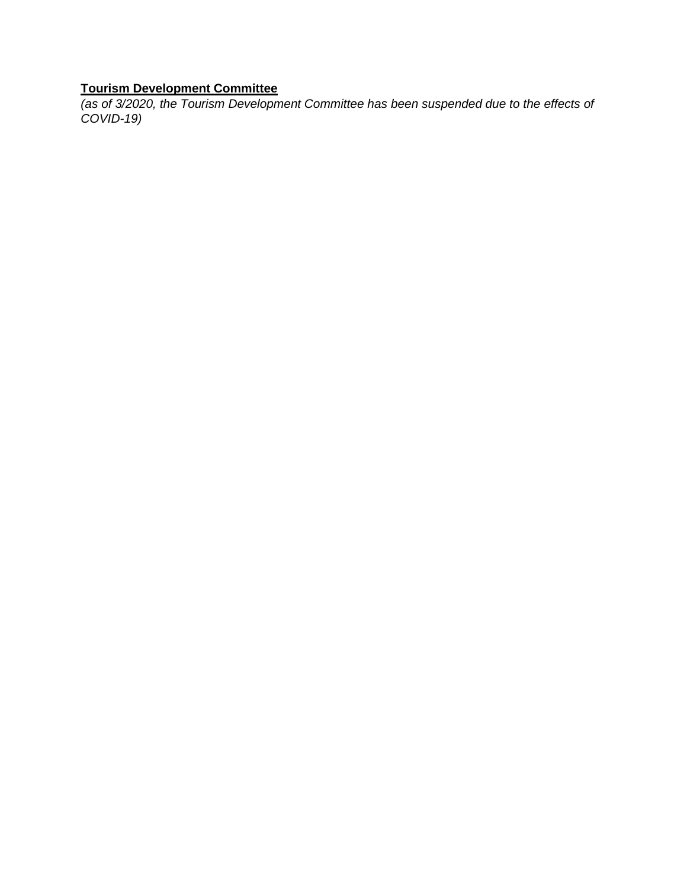**Tourism Development Committee**

*(as of 3/2020, the Tourism Development Committee has been suspended due to the effects of COVID-19)*